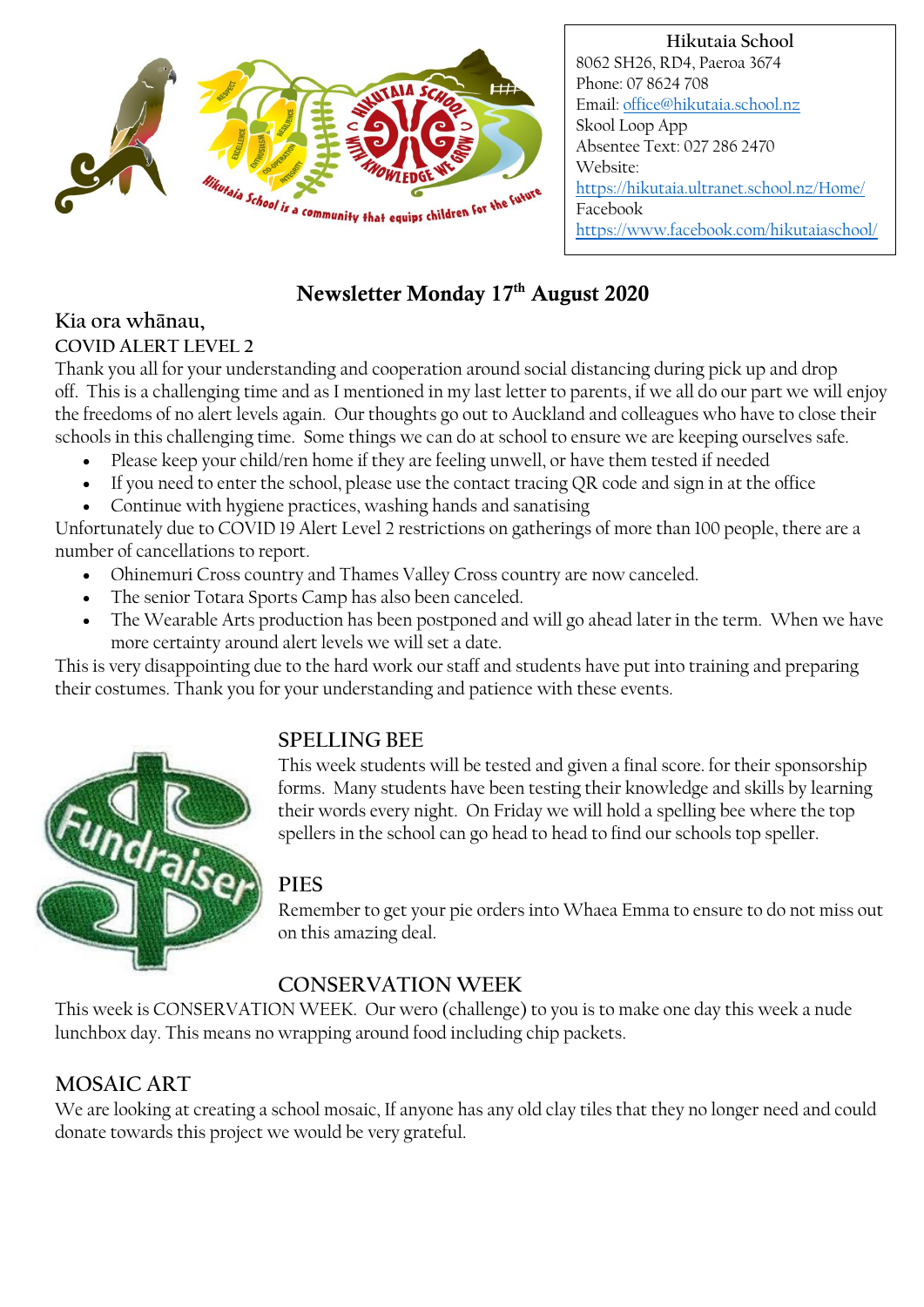Hikutaia School
8062 SH26, RD4, Paeroa 3674
Phone: 07 8624 708
Email: office@hikutaia.school.nz
Skool Loop App
Absentee Text: 027 286 2470
Website:
https://hikutaia.ultranet.school.nz/Home/
Facebook
https://www.facebook.com/hikutaiaschool/

# Newsletter Monday 17th August 2020

## Kia ora whānau,

### COVID ALERT LEVEL 2

Thank you all for your understanding and cooperation around social distancing during pick up and drop off. This is a challenging time and as I mentioned in my last letter to parents, if we all do our part we will enjoy the freedoms of no alert levels again. Our thoughts go out to Auckland and colleagues who have to close their schools in this challenging time. Some things we can do at school to ensure we are keeping ourselves safe.

- Please keep your child/ren home if they are feeling unwell, or have them tested if needed
- If you need to enter the school, please use the contact tracing QR code and sign in at the office
- Continue with hygiene practices, washing hands and sanatising

Unfortunately due to COVID 19 Alert Level 2 restrictions on gatherings of more than 100 people, there are a number of cancellations to report.

- Ohinemuri Cross country and Thames Valley Cross country are now canceled.
- The senior Totara Sports Camp has also been canceled.
- The Wearable Arts production has been postponed and will go ahead later in the term. When we have more certainty around alert levels we will set a date.

This is very disappointing due to the hard work our staff and students have put into training and preparing their costumes. Thank you for your understanding and patience with these events.

### SPELLING BEE

This week students will be tested and given a final score. for their sponsorship forms. Many students have been testing their knowledge and skills by learning their words every night. On Friday we will hold a spelling bee where the top spellers in the school can go head to head to find our schools top speller.

### PIES

Remember to get your pie orders into Whaea Emma to ensure to do not miss out on this amazing deal.

### CONSERVATION WEEK

This week is CONSERVATION WEEK. Our wero (challenge) to you is to make one day this week a nude lunchbox day. This means no wrapping around food including chip packets.

### MOSAIC ART

We are looking at creating a school mosaic, If anyone has any old clay tiles that they no longer need and could donate towards this project we would be very grateful.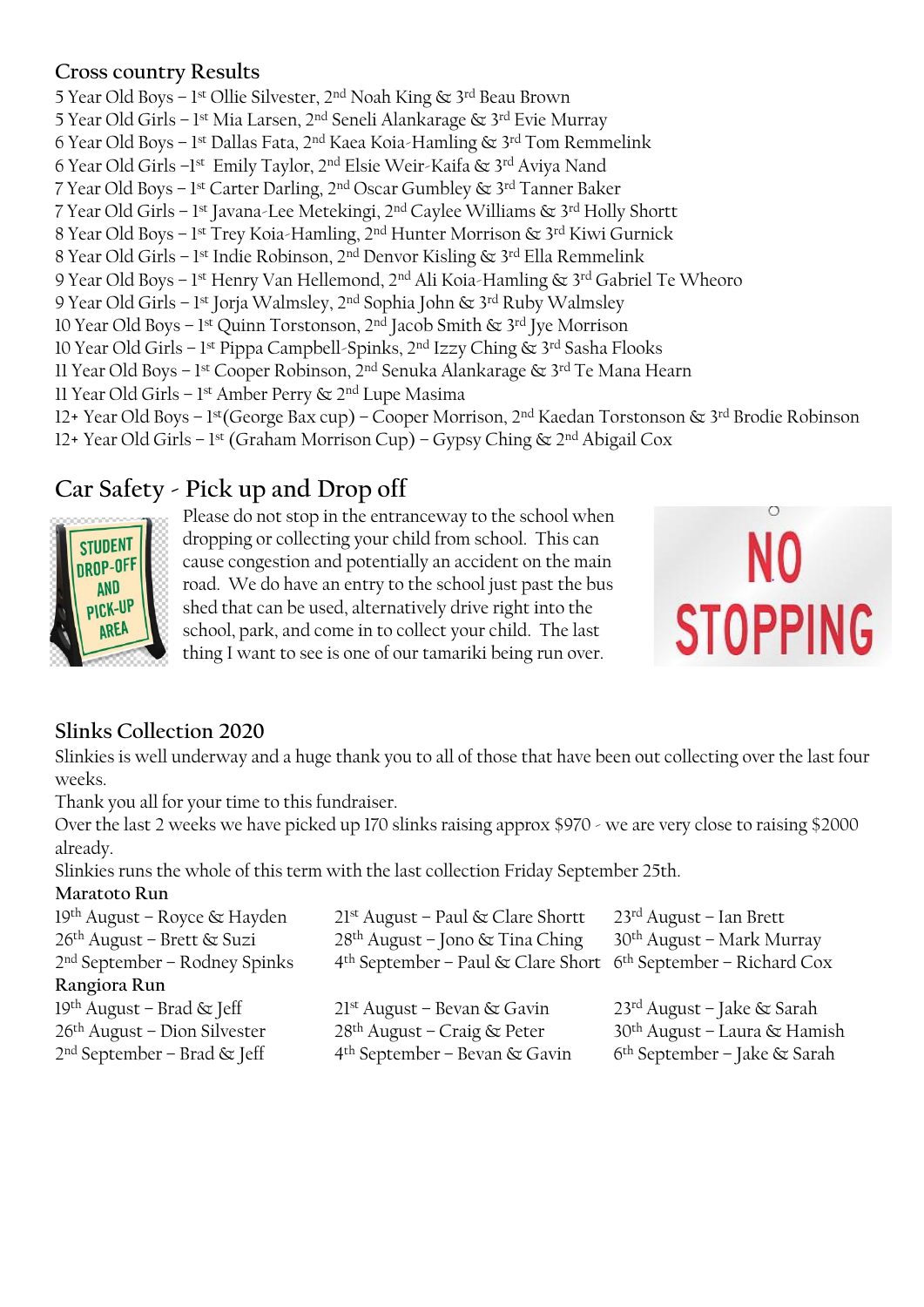## Cross country Results

5 Year Old Boys – 1st Ollie Silvester, 2nd Noah King & 3rd Beau Brown
5 Year Old Girls – 1st Mia Larsen, 2nd Seneli Alankarage & 3rd Evie Murray
6 Year Old Boys – 1st Dallas Fata, 2nd Kaea Koia-Hamling & 3rd Tom Remmelink
6 Year Old Girls –1st Emily Taylor, 2nd Elsie Weir-Kaifa & 3rd Aviya Nand
7 Year Old Boys – 1st Carter Darling, 2nd Oscar Gumbley & 3rd Tanner Baker
7 Year Old Girls – 1st Javana-Lee Metekingi, 2nd Caylee Williams & 3rd Holly Shortt
8 Year Old Boys – 1st Trey Koia-Hamling, 2nd Hunter Morrison & 3rd Kiwi Gurnick
8 Year Old Girls – 1st Indie Robinson, 2nd Denvor Kisling & 3rd Ella Remmelink
9 Year Old Boys – 1st Henry Van Hellemond, 2nd Ali Koia-Hamling & 3rd Gabriel Te Wheoro
9 Year Old Girls – 1st Jorja Walmsley, 2nd Sophia John & 3rd Ruby Walmsley
10 Year Old Boys – 1st Quinn Torstonson, 2nd Jacob Smith & 3rd Jye Morrison
10 Year Old Girls – 1st Pippa Campbell-Spinks, 2nd Izzy Ching & 3rd Sasha Flooks
11 Year Old Boys – 1st Cooper Robinson, 2nd Senuka Alankarage & 3rd Te Mana Hearn
11 Year Old Girls – 1st Amber Perry & 2nd Lupe Masima
12+ Year Old Boys – 1st (George Bax cup) – Cooper Morrison, 2nd Kaedan Torstonson & 3rd Brodie Robinson
12+ Year Old Girls – 1st (Graham Morrison Cup) – Gypsy Ching & 2nd Abigail Cox

## Car Safety - Pick up and Drop off

Please do not stop in the entranceway to the school when dropping or collecting your child from school. This can cause congestion and potentially an accident on the main road. We do have an entry to the school just past the bus shed that can be used, alternatively drive right into the school, park, and come in to collect your child. The last thing I want to see is one of our tamariki being run over.

## Slinks Collection 2020

Slinkies is well underway and a huge thank you to all of those that have been out collecting over the last four weeks.
Thank you all for your time to this fundraiser.
Over the last 2 weeks we have picked up 170 slinks raising approx $970 - we are very close to raising $2000 already.
Slinkies runs the whole of this term with the last collection Friday September 25th.

**Maratoto Run**

| | | |
|---|---|---|
| 19th August – Royce & Hayden | 21st August – Paul & Clare Shortt | 23rd August – Ian Brett |
| 26th August – Brett & Suzi | 28th August – Jono & Tina Ching | 30th August – Mark Murray |
| 2nd September – Rodney Spinks | 4th September – Paul & Clare Short | 6th September – Richard Cox |

**Rangiora Run**

| | | |
|---|---|---|
| 19th August – Brad & Jeff | 21st August – Bevan & Gavin | 23rd August – Jake & Sarah |
| 26th August – Dion Silvester | 28th August – Craig & Peter | 30th August – Laura & Hamish |
| 2nd September – Brad & Jeff | 4th September – Bevan & Gavin | 6th September – Jake & Sarah |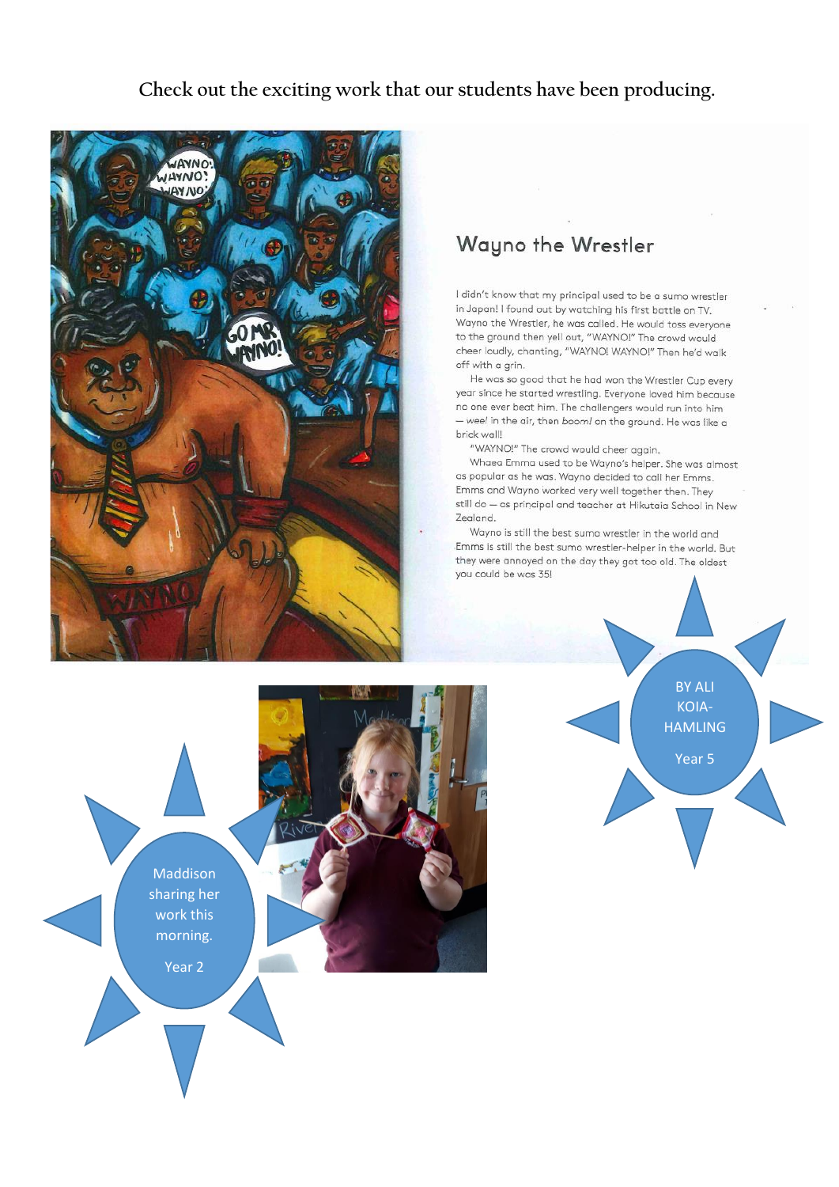Check out the exciting work that our students have been producing.

## Wayno the Wrestler

I didn't know that my principal used to be a sumo wrestler in Japan! I found out by watching his first battle on TV. Wayno the Wrestler, he was called. He would toss everyone to the ground then yell out, "WAYNO!" The crowd would cheer loudly, chanting, "WAYNO! WAYNO!" Then he'd walk off with a grin.

He was so good that he had won the Wrestler Cup every year since he started wrestling. Everyone loved him because no one ever beat him. The challengers would run into him — *wee!* in the air, then *boom!* on the ground. He was like a brick wall!

"WAYNO!" The crowd would cheer again.

Whaea Emma used to be Wayno's helper. She was almost as popular as he was. Wayno decided to call her Emms. Emms and Wayno worked very well together then. They still do — as principal and teacher at Hikutaia School in New Zealand.

Wayno is still the best sumo wrestler in the world and Emms is still the best sumo wrestler-helper in the world. But they were annoyed on the day they got too old. The oldest you could be was 35!

BY ALI KOIA-HAMLING

Year 5

Maddison sharing her work this morning.

Year 2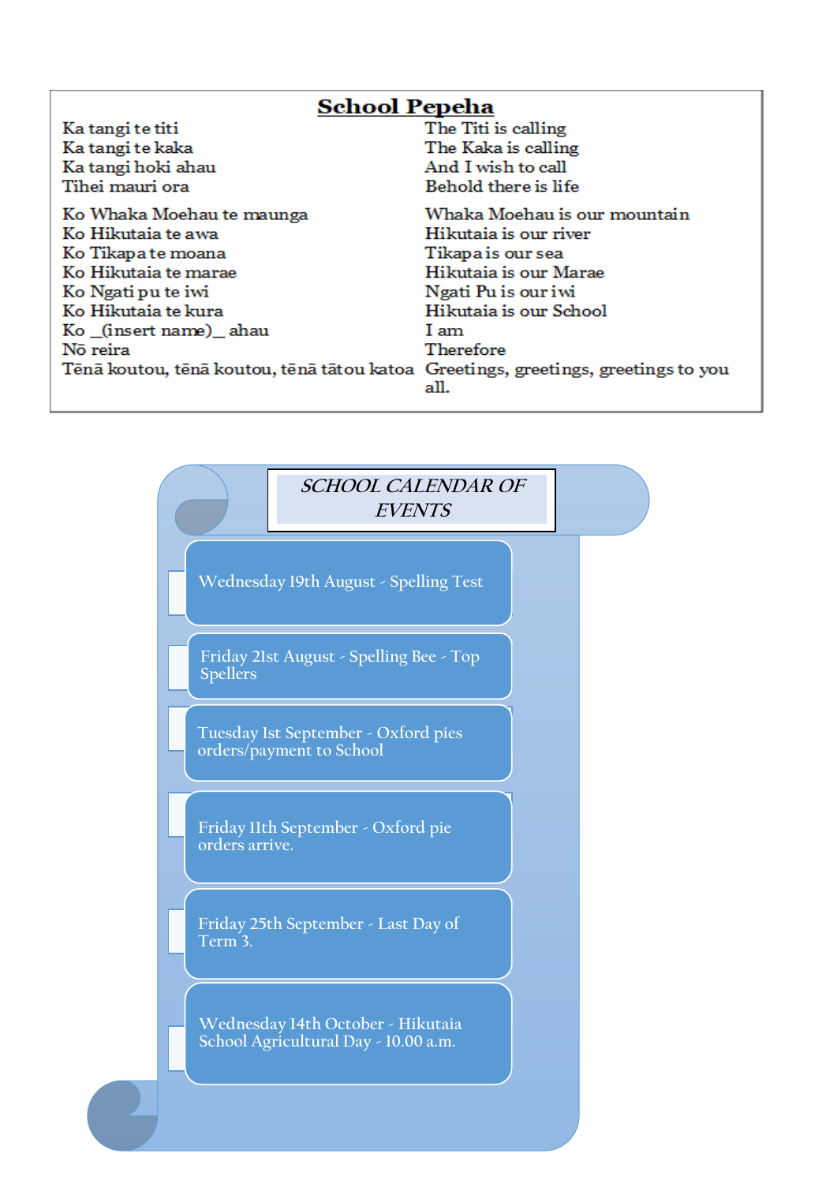## School Pepeha

| | |
|---|---|
| Ka tangi te titi | The Titi is calling |
| Ka tangi te kaka | The Kaka is calling |
| Ka tangi hoki ahau | And I wish to call |
| Tihei mauri ora | Behold there is life |
| Ko Whaka Moehau te maunga | Whaka Moehau is our mountain |
| Ko Hikutaia te awa | Hikutaia is our river |
| Ko Tikapa te moana | Tikapa is our sea |
| Ko Hikutaia te marae | Hikutaia is our Marae |
| Ko Ngati pu te iwi | Ngati Pu is our iwi |
| Ko Hikutaia te kura | Hikutaia is our School |
| Ko _(insert name)_ ahau | I am |
| Nō reira | Therefore |
| Tēnā koutou, tēnā koutou, tēnā tātou katoa | Greetings, greetings, greetings to you all. |

## *SCHOOL CALENDAR OF EVENTS*

- Wednesday 19th August - Spelling Test
- Friday 21st August - Spelling Bee - Top Spellers
- Tuesday 1st September - Oxford pies orders/payment to School
- Friday 11th September - Oxford pie orders arrive.
- Friday 25th September - Last Day of Term 3.
- Wednesday 14th October - Hikutaia School Agricultural Day - 10.00 a.m.